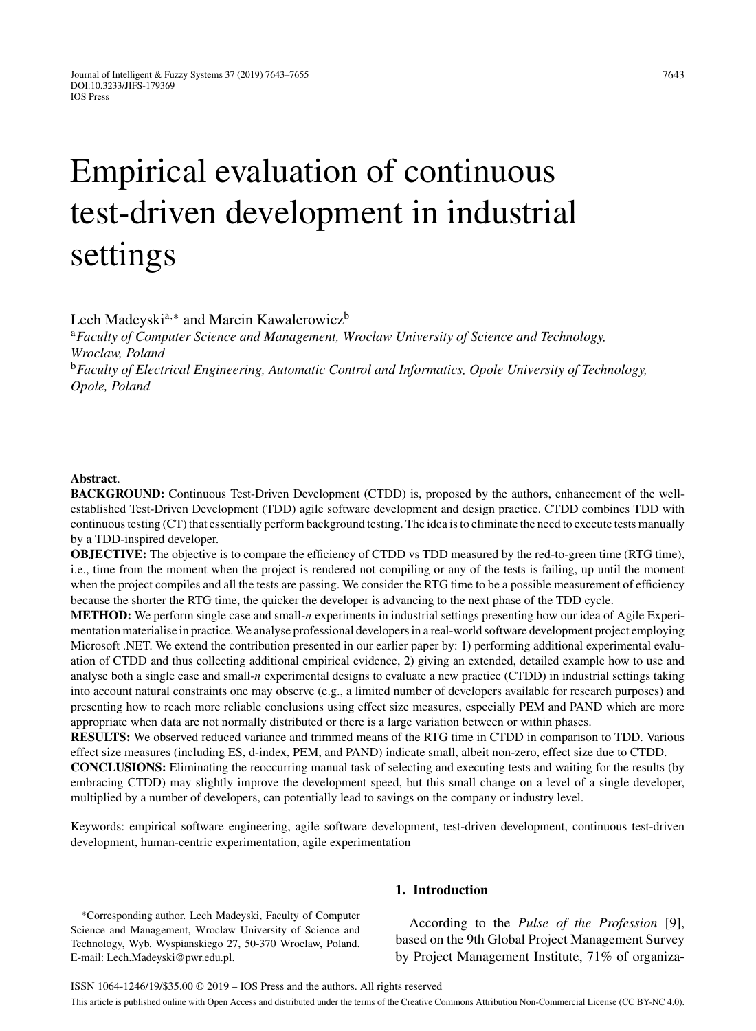# Empirical evaluation of continuous test-driven development in industrial settings

Lech Madeyski[a,*] and Marcin Kawalerowicz[b]

[a] *Faculty of Computer Science and Management, Wroclaw University of Science and Technology, Wroclaw, Poland*

[b] *Faculty of Electrical Engineering, Automatic Control and Informatics, Opole University of Technology, Opole, Poland*

**Abstract**.

**BACKGROUND:** Continuous Test-Driven Development (CTDD) is, proposed by the authors, enhancement of the well-established Test-Driven Development (TDD) agile software development and design practice. CTDD combines TDD with continuous testing (CT) that essentially perform background testing. The idea is to eliminate the need to execute tests manually by a TDD-inspired developer.

**OBJECTIVE:** The objective is to compare the efficiency of CTDD vs TDD measured by the red-to-green time (RTG time), i.e., time from the moment when the project is rendered not compiling or any of the tests is failing, up until the moment when the project compiles and all the tests are passing. We consider the RTG time to be a possible measurement of efficiency because the shorter the RTG time, the quicker the developer is advancing to the next phase of the TDD cycle.

**METHOD:** We perform single case and small-*n* experiments in industrial settings presenting how our idea of Agile Experimentation materialise in practice. We analyse professional developers in a real-world software development project employing Microsoft .NET. We extend the contribution presented in our earlier paper by: 1) performing additional experimental evaluation of CTDD and thus collecting additional empirical evidence, 2) giving an extended, detailed example how to use and analyse both a single case and small-*n* experimental designs to evaluate a new practice (CTDD) in industrial settings taking into account natural constraints one may observe (e.g., a limited number of developers available for research purposes) and presenting how to reach more reliable conclusions using effect size measures, especially PEM and PAND which are more appropriate when data are not normally distributed or there is a large variation between or within phases.

**RESULTS:** We observed reduced variance and trimmed means of the RTG time in CTDD in comparison to TDD. Various effect size measures (including ES, d-index, PEM, and PAND) indicate small, albeit non-zero, effect size due to CTDD.

**CONCLUSIONS:** Eliminating the reoccurring manual task of selecting and executing tests and waiting for the results (by embracing CTDD) may slightly improve the development speed, but this small change on a level of a single developer, multiplied by a number of developers, can potentially lead to savings on the company or industry level.

Keywords: empirical software engineering, agile software development, test-driven development, continuous test-driven development, human-centric experimentation, agile experimentation

## 1. Introduction

According to the *Pulse of the Profession* [9], based on the 9th Global Project Management Survey by Project Management Institute, 71% of organiza-

*Corresponding author. Lech Madeyski, Faculty of Computer Science and Management, Wroclaw University of Science and Technology, Wyb. Wyspianskiego 27, 50-370 Wroclaw, Poland. E-mail: Lech.Madeyski@pwr.edu.pl.

ISSN 1064-1246/19/$35.00 © 2019 – IOS Press and the authors. All rights reserved

This article is published online with Open Access and distributed under the terms of the Creative Commons Attribution Non-Commercial License (CC BY-NC 4.0).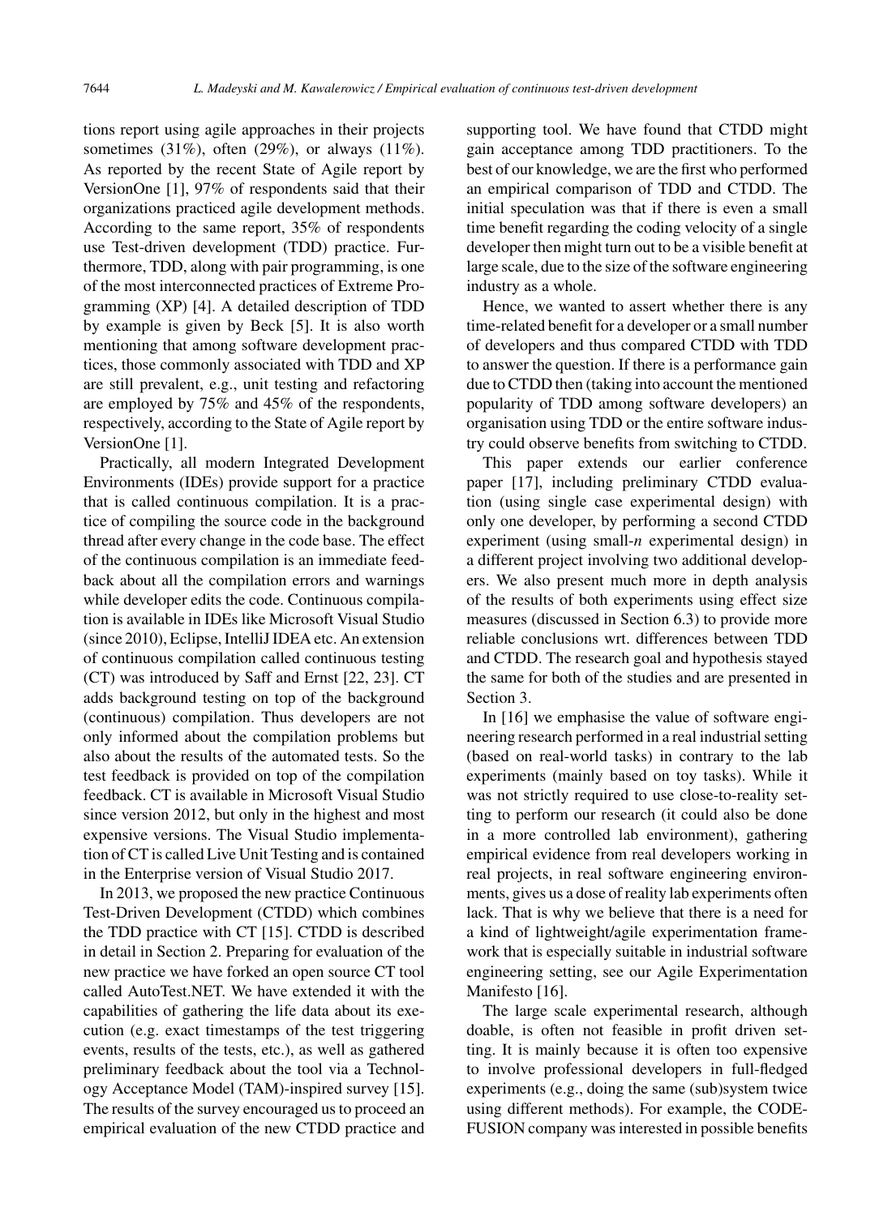tions report using agile approaches in their projects sometimes (31%), often (29%), or always (11%). As reported by the recent State of Agile report by VersionOne [1], 97% of respondents said that their organizations practiced agile development methods. According to the same report, 35% of respondents use Test-driven development (TDD) practice. Furthermore, TDD, along with pair programming, is one of the most interconnected practices of Extreme Programming (XP) [4]. A detailed description of TDD by example is given by Beck [5]. It is also worth mentioning that among software development practices, those commonly associated with TDD and XP are still prevalent, e.g., unit testing and refactoring are employed by 75% and 45% of the respondents, respectively, according to the State of Agile report by VersionOne [1].

Practically, all modern Integrated Development Environments (IDEs) provide support for a practice that is called continuous compilation. It is a practice of compiling the source code in the background thread after every change in the code base. The effect of the continuous compilation is an immediate feedback about all the compilation errors and warnings while developer edits the code. Continuous compilation is available in IDEs like Microsoft Visual Studio (since 2010), Eclipse, IntelliJ IDEA etc. An extension of continuous compilation called continuous testing (CT) was introduced by Saff and Ernst [22, 23]. CT adds background testing on top of the background (continuous) compilation. Thus developers are not only informed about the compilation problems but also about the results of the automated tests. So the test feedback is provided on top of the compilation feedback. CT is available in Microsoft Visual Studio since version 2012, but only in the highest and most expensive versions. The Visual Studio implementation of CT is called Live Unit Testing and is contained in the Enterprise version of Visual Studio 2017.

In 2013, we proposed the new practice Continuous Test-Driven Development (CTDD) which combines the TDD practice with CT [15]. CTDD is described in detail in Section 2. Preparing for evaluation of the new practice we have forked an open source CT tool called AutoTest.NET. We have extended it with the capabilities of gathering the life data about its execution (e.g. exact timestamps of the test triggering events, results of the tests, etc.), as well as gathered preliminary feedback about the tool via a Technology Acceptance Model (TAM)-inspired survey [15]. The results of the survey encouraged us to proceed an empirical evaluation of the new CTDD practice and supporting tool. We have found that CTDD might gain acceptance among TDD practitioners. To the best of our knowledge, we are the first who performed an empirical comparison of TDD and CTDD. The initial speculation was that if there is even a small time benefit regarding the coding velocity of a single developer then might turn out to be a visible benefit at large scale, due to the size of the software engineering industry as a whole.

Hence, we wanted to assert whether there is any time-related benefit for a developer or a small number of developers and thus compared CTDD with TDD to answer the question. If there is a performance gain due to CTDD then (taking into account the mentioned popularity of TDD among software developers) an organisation using TDD or the entire software industry could observe benefits from switching to CTDD.

This paper extends our earlier conference paper [17], including preliminary CTDD evaluation (using single case experimental design) with only one developer, by performing a second CTDD experiment (using small-*n* experimental design) in a different project involving two additional developers. We also present much more in depth analysis of the results of both experiments using effect size measures (discussed in Section 6.3) to provide more reliable conclusions wrt. differences between TDD and CTDD. The research goal and hypothesis stayed the same for both of the studies and are presented in Section 3.

In [16] we emphasise the value of software engineering research performed in a real industrial setting (based on real-world tasks) in contrary to the lab experiments (mainly based on toy tasks). While it was not strictly required to use close-to-reality setting to perform our research (it could also be done in a more controlled lab environment), gathering empirical evidence from real developers working in real projects, in real software engineering environments, gives us a dose of reality lab experiments often lack. That is why we believe that there is a need for a kind of lightweight/agile experimentation framework that is especially suitable in industrial software engineering setting, see our Agile Experimentation Manifesto [16].

The large scale experimental research, although doable, is often not feasible in profit driven setting. It is mainly because it is often too expensive to involve professional developers in full-fledged experiments (e.g., doing the same (sub)system twice using different methods). For example, the CODEFUSION company was interested in possible benefits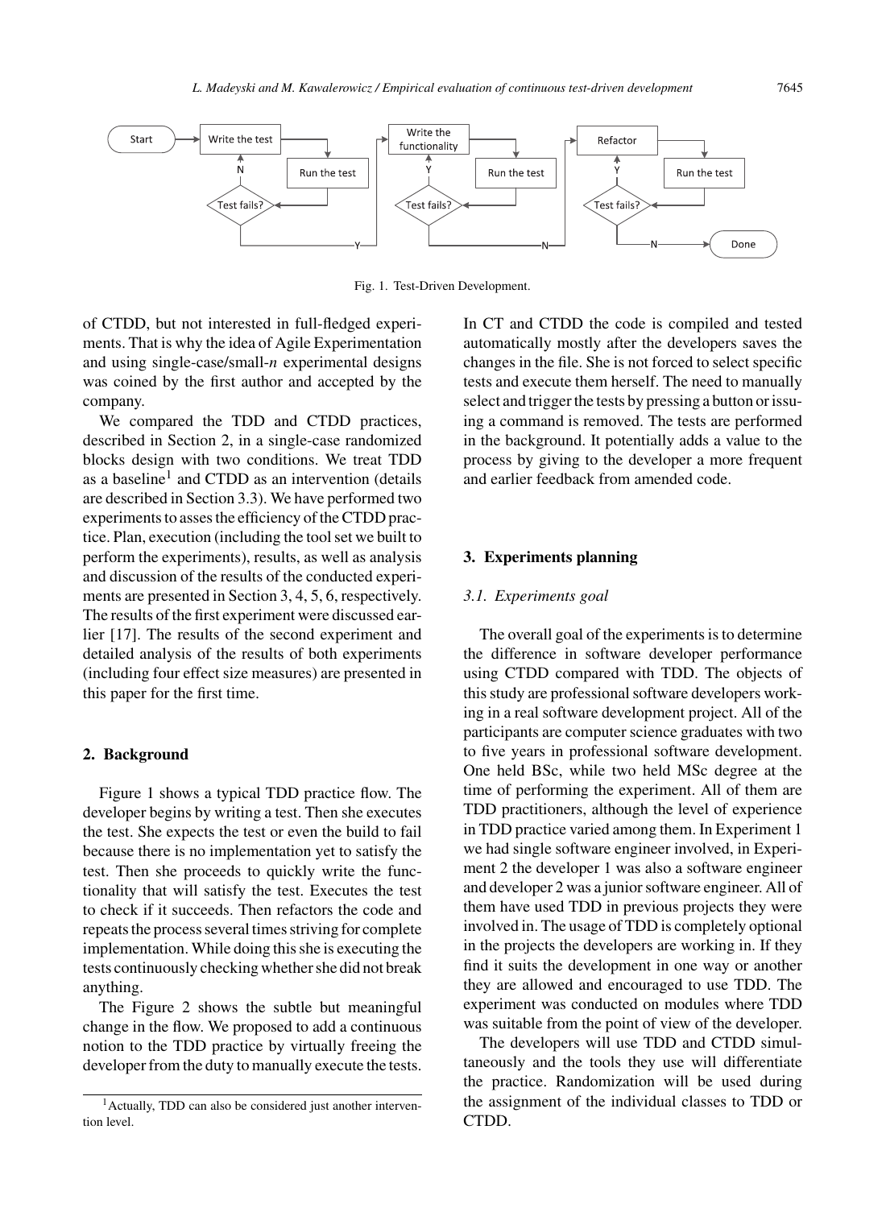Fig. 1. Test-Driven Development.

of CTDD, but not interested in full-fledged experiments. That is why the idea of Agile Experimentation and using single-case/small-*n* experimental designs was coined by the first author and accepted by the company.

We compared the TDD and CTDD practices, described in Section 2, in a single-case randomized blocks design with two conditions. We treat TDD as a baseline[1] and CTDD as an intervention (details are described in Section 3.3). We have performed two experiments to asses the efficiency of the CTDD practice. Plan, execution (including the tool set we built to perform the experiments), results, as well as analysis and discussion of the results of the conducted experiments are presented in Section 3, 4, 5, 6, respectively. The results of the first experiment were discussed earlier [17]. The results of the second experiment and detailed analysis of the results of both experiments (including four effect size measures) are presented in this paper for the first time.

## 2. Background

Figure 1 shows a typical TDD practice flow. The developer begins by writing a test. Then she executes the test. She expects the test or even the build to fail because there is no implementation yet to satisfy the test. Then she proceeds to quickly write the functionality that will satisfy the test. Executes the test to check if it succeeds. Then refactors the code and repeats the process several times striving for complete implementation. While doing this she is executing the tests continuously checking whether she did not break anything.

The Figure 2 shows the subtle but meaningful change in the flow. We proposed to add a continuous notion to the TDD practice by virtually freeing the developer from the duty to manually execute the tests. In CT and CTDD the code is compiled and tested automatically mostly after the developers saves the changes in the file. She is not forced to select specific tests and execute them herself. The need to manually select and trigger the tests by pressing a button or issuing a command is removed. The tests are performed in the background. It potentially adds a value to the process by giving to the developer a more frequent and earlier feedback from amended code.

## 3. Experiments planning

### *3.1. Experiments goal*

The overall goal of the experiments is to determine the difference in software developer performance using CTDD compared with TDD. The objects of this study are professional software developers working in a real software development project. All of the participants are computer science graduates with two to five years in professional software development. One held BSc, while two held MSc degree at the time of performing the experiment. All of them are TDD practitioners, although the level of experience in TDD practice varied among them. In Experiment 1 we had single software engineer involved, in Experiment 2 the developer 1 was also a software engineer and developer 2 was a junior software engineer. All of them have used TDD in previous projects they were involved in. The usage of TDD is completely optional in the projects the developers are working in. If they find it suits the development in one way or another they are allowed and encouraged to use TDD. The experiment was conducted on modules where TDD was suitable from the point of view of the developer.

The developers will use TDD and CTDD simultaneously and the tools they use will differentiate the practice. Randomization will be used during the assignment of the individual classes to TDD or CTDD.

[1] Actually, TDD can also be considered just another intervention level.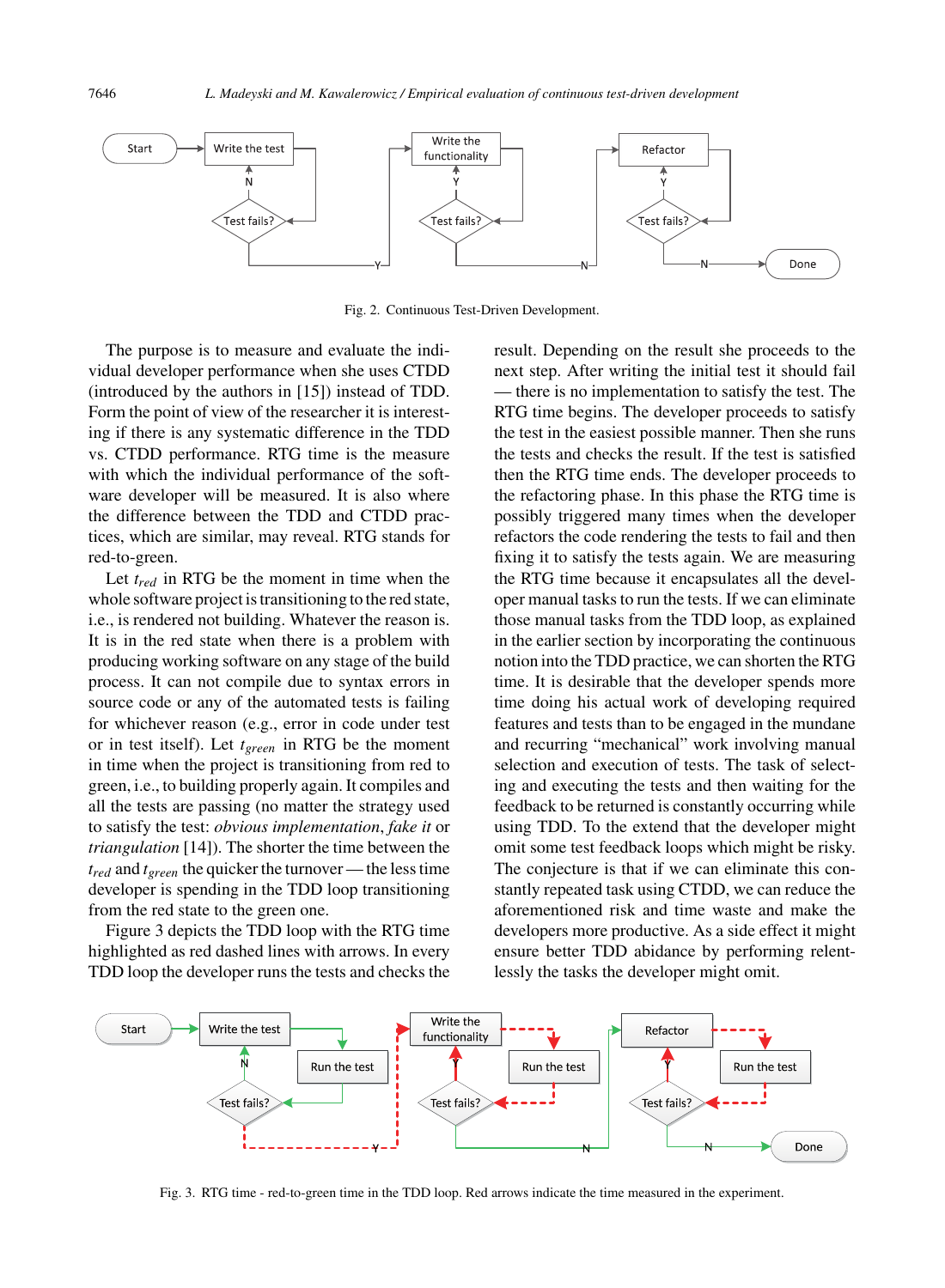Fig. 2. Continuous Test-Driven Development.

The purpose is to measure and evaluate the individual developer performance when she uses CTDD (introduced by the authors in [15]) instead of TDD. Form the point of view of the researcher it is interesting if there is any systematic difference in the TDD vs. CTDD performance. RTG time is the measure with which the individual performance of the software developer will be measured. It is also where the difference between the TDD and CTDD practices, which are similar, may reveal. RTG stands for red-to-green.

Let $t_{red}$ in RTG be the moment in time when the whole software project is transitioning to the red state, i.e., is rendered not building. Whatever the reason is. It is in the red state when there is a problem with producing working software on any stage of the build process. It can not compile due to syntax errors in source code or any of the automated tests is failing for whichever reason (e.g., error in code under test or in test itself). Let $t_{green}$ in RTG be the moment in time when the project is transitioning from red to green, i.e., to building properly again. It compiles and all the tests are passing (no matter the strategy used to satisfy the test: *obvious implementation*, *fake it* or *triangulation* [14]). The shorter the time between the $t_{red}$ and $t_{green}$ the quicker the turnover — the less time developer is spending in the TDD loop transitioning from the red state to the green one.

Figure 3 depicts the TDD loop with the RTG time highlighted as red dashed lines with arrows. In every TDD loop the developer runs the tests and checks the result. Depending on the result she proceeds to the next step. After writing the initial test it should fail — there is no implementation to satisfy the test. The RTG time begins. The developer proceeds to satisfy the test in the easiest possible manner. Then she runs the tests and checks the result. If the test is satisfied then the RTG time ends. The developer proceeds to the refactoring phase. In this phase the RTG time is possibly triggered many times when the developer refactors the code rendering the tests to fail and then fixing it to satisfy the tests again. We are measuring the RTG time because it encapsulates all the developer manual tasks to run the tests. If we can eliminate those manual tasks from the TDD loop, as explained in the earlier section by incorporating the continuous notion into the TDD practice, we can shorten the RTG time. It is desirable that the developer spends more time doing his actual work of developing required features and tests than to be engaged in the mundane and recurring "mechanical" work involving manual selection and execution of tests. The task of selecting and executing the tests and then waiting for the feedback to be returned is constantly occurring while using TDD. To the extend that the developer might omit some test feedback loops which might be risky. The conjecture is that if we can eliminate this constantly repeated task using CTDD, we can reduce the aforementioned risk and time waste and make the developers more productive. As a side effect it might ensure better TDD abidance by performing relentlessly the tasks the developer might omit.

Fig. 3. RTG time - red-to-green time in the TDD loop. Red arrows indicate the time measured in the experiment.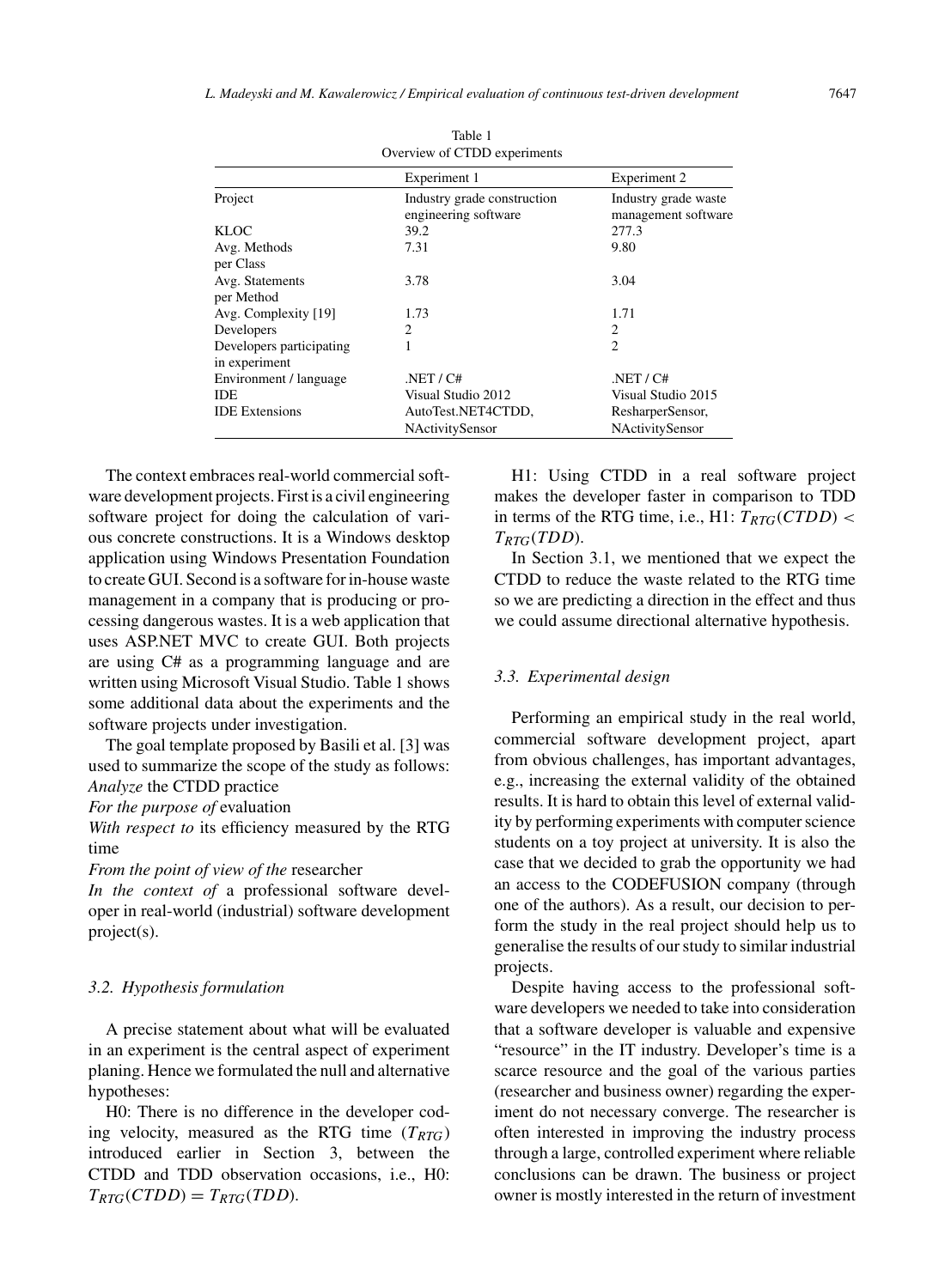Table 1
Overview of CTDD experiments

| | Experiment 1 | Experiment 2 |
|---|---|---|
| Project | Industry grade construction engineering software | Industry grade waste management software |
| KLOC | 39.2 | 277.3 |
| Avg. Methods per Class | 7.31 | 9.80 |
| Avg. Statements per Method | 3.78 | 3.04 |
| Avg. Complexity [19] | 1.73 | 1.71 |
| Developers | 2 | 2 |
| Developers participating in experiment | 1 | 2 |
| Environment / language | .NET / C# | .NET / C# |
| IDE | Visual Studio 2012 | Visual Studio 2015 |
| IDE Extensions | AutoTest.NET4CTDD, NActivitySensor | ResharperSensor, NActivitySensor |

The context embraces real-world commercial software development projects. First is a civil engineering software project for doing the calculation of various concrete constructions. It is a Windows desktop application using Windows Presentation Foundation to create GUI. Second is a software for in-house waste management in a company that is producing or processing dangerous wastes. It is a web application that uses ASP.NET MVC to create GUI. Both projects are using C# as a programming language and are written using Microsoft Visual Studio. Table 1 shows some additional data about the experiments and the software projects under investigation.

The goal template proposed by Basili et al. [3] was used to summarize the scope of the study as follows:
*Analyze* the CTDD practice
*For the purpose of* evaluation
*With respect to* its efficiency measured by the RTG time
*From the point of view of the* researcher
*In the context of* a professional software developer in real-world (industrial) software development project(s).

### 3.2. Hypothesis formulation

A precise statement about what will be evaluated in an experiment is the central aspect of experiment planing. Hence we formulated the null and alternative hypotheses:

H0: There is no difference in the developer coding velocity, measured as the RTG time ($T_{RTG}$) introduced earlier in Section 3, between the CTDD and TDD observation occasions, i.e., H0: $T_{RTG}(CTDD) = T_{RTG}(TDD)$.

H1: Using CTDD in a real software project makes the developer faster in comparison to TDD in terms of the RTG time, i.e., H1: $T_{RTG}(CTDD) < T_{RTG}(TDD)$.

In Section 3.1, we mentioned that we expect the CTDD to reduce the waste related to the RTG time so we are predicting a direction in the effect and thus we could assume directional alternative hypothesis.

### 3.3. Experimental design

Performing an empirical study in the real world, commercial software development project, apart from obvious challenges, has important advantages, e.g., increasing the external validity of the obtained results. It is hard to obtain this level of external validity by performing experiments with computer science students on a toy project at university. It is also the case that we decided to grab the opportunity we had an access to the CODEFUSION company (through one of the authors). As a result, our decision to perform the study in the real project should help us to generalise the results of our study to similar industrial projects.

Despite having access to the professional software developers we needed to take into consideration that a software developer is valuable and expensive "resource" in the IT industry. Developer's time is a scarce resource and the goal of the various parties (researcher and business owner) regarding the experiment do not necessary converge. The researcher is often interested in improving the industry process through a large, controlled experiment where reliable conclusions can be drawn. The business or project owner is mostly interested in the return of investment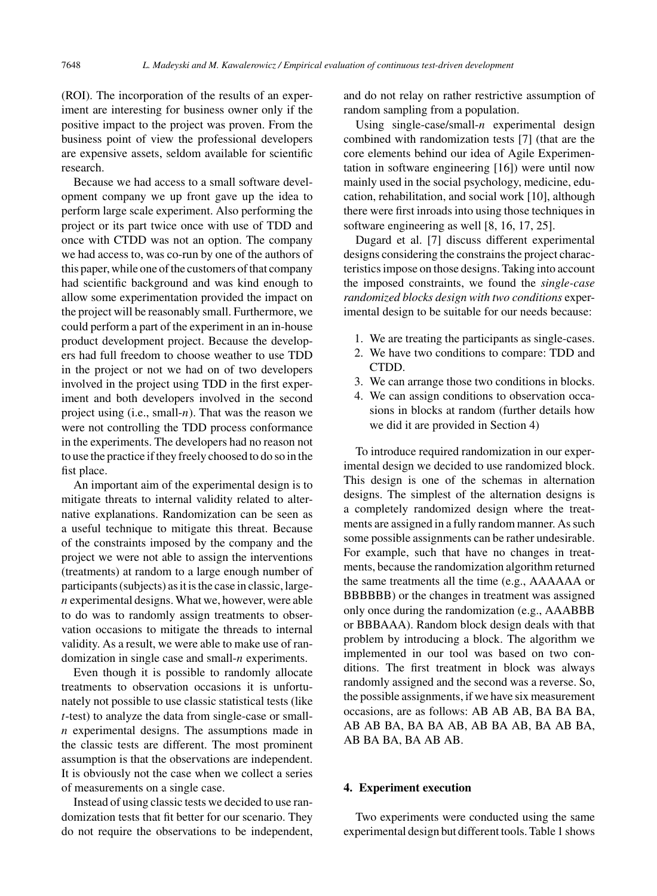(ROI). The incorporation of the results of an experiment are interesting for business owner only if the positive impact to the project was proven. From the business point of view the professional developers are expensive assets, seldom available for scientific research.

Because we had access to a small software development company we up front gave up the idea to perform large scale experiment. Also performing the project or its part twice once with use of TDD and once with CTDD was not an option. The company we had access to, was co-run by one of the authors of this paper, while one of the customers of that company had scientific background and was kind enough to allow some experimentation provided the impact on the project will be reasonably small. Furthermore, we could perform a part of the experiment in an in-house product development project. Because the developers had full freedom to choose weather to use TDD in the project or not we had on of two developers involved in the project using TDD in the first experiment and both developers involved in the second project using (i.e., small-*n*). That was the reason we were not controlling the TDD process conformance in the experiments. The developers had no reason not to use the practice if they freely choosed to do so in the fist place.

An important aim of the experimental design is to mitigate threats to internal validity related to alternative explanations. Randomization can be seen as a useful technique to mitigate this threat. Because of the constraints imposed by the company and the project we were not able to assign the interventions (treatments) at random to a large enough number of participants (subjects) as it is the case in classic, large-*n* experimental designs. What we, however, were able to do was to randomly assign treatments to observation occasions to mitigate the threads to internal validity. As a result, we were able to make use of randomization in single case and small-*n* experiments.

Even though it is possible to randomly allocate treatments to observation occasions it is unfortunately not possible to use classic statistical tests (like *t*-test) to analyze the data from single-case or small-*n* experimental designs. The assumptions made in the classic tests are different. The most prominent assumption is that the observations are independent. It is obviously not the case when we collect a series of measurements on a single case.

Instead of using classic tests we decided to use randomization tests that fit better for our scenario. They do not require the observations to be independent, and do not relay on rather restrictive assumption of random sampling from a population.

Using single-case/small-*n* experimental design combined with randomization tests [7] (that are the core elements behind our idea of Agile Experimentation in software engineering [16]) were until now mainly used in the social psychology, medicine, education, rehabilitation, and social work [10], although there were first inroads into using those techniques in software engineering as well [8, 16, 17, 25].

Dugard et al. [7] discuss different experimental designs considering the constrains the project characteristics impose on those designs. Taking into account the imposed constraints, we found the *single-case randomized blocks design with two conditions* experimental design to be suitable for our needs because:

1. We are treating the participants as single-cases.
2. We have two conditions to compare: TDD and CTDD.
3. We can arrange those two conditions in blocks.
4. We can assign conditions to observation occasions in blocks at random (further details how we did it are provided in Section 4)

To introduce required randomization in our experimental design we decided to use randomized block. This design is one of the schemas in alternation designs. The simplest of the alternation designs is a completely randomized design where the treatments are assigned in a fully random manner. As such some possible assignments can be rather undesirable. For example, such that have no changes in treatments, because the randomization algorithm returned the same treatments all the time (e.g., AAAAAA or BBBBBB) or the changes in treatment was assigned only once during the randomization (e.g., AAABBB or BBBAAA). Random block design deals with that problem by introducing a block. The algorithm we implemented in our tool was based on two conditions. The first treatment in block was always randomly assigned and the second was a reverse. So, the possible assignments, if we have six measurement occasions, are as follows: AB AB AB, BA BA BA, AB AB BA, BA BA AB, AB BA AB, BA AB BA, AB BA BA, BA AB AB.

## 4. Experiment execution

Two experiments were conducted using the same experimental design but different tools. Table 1 shows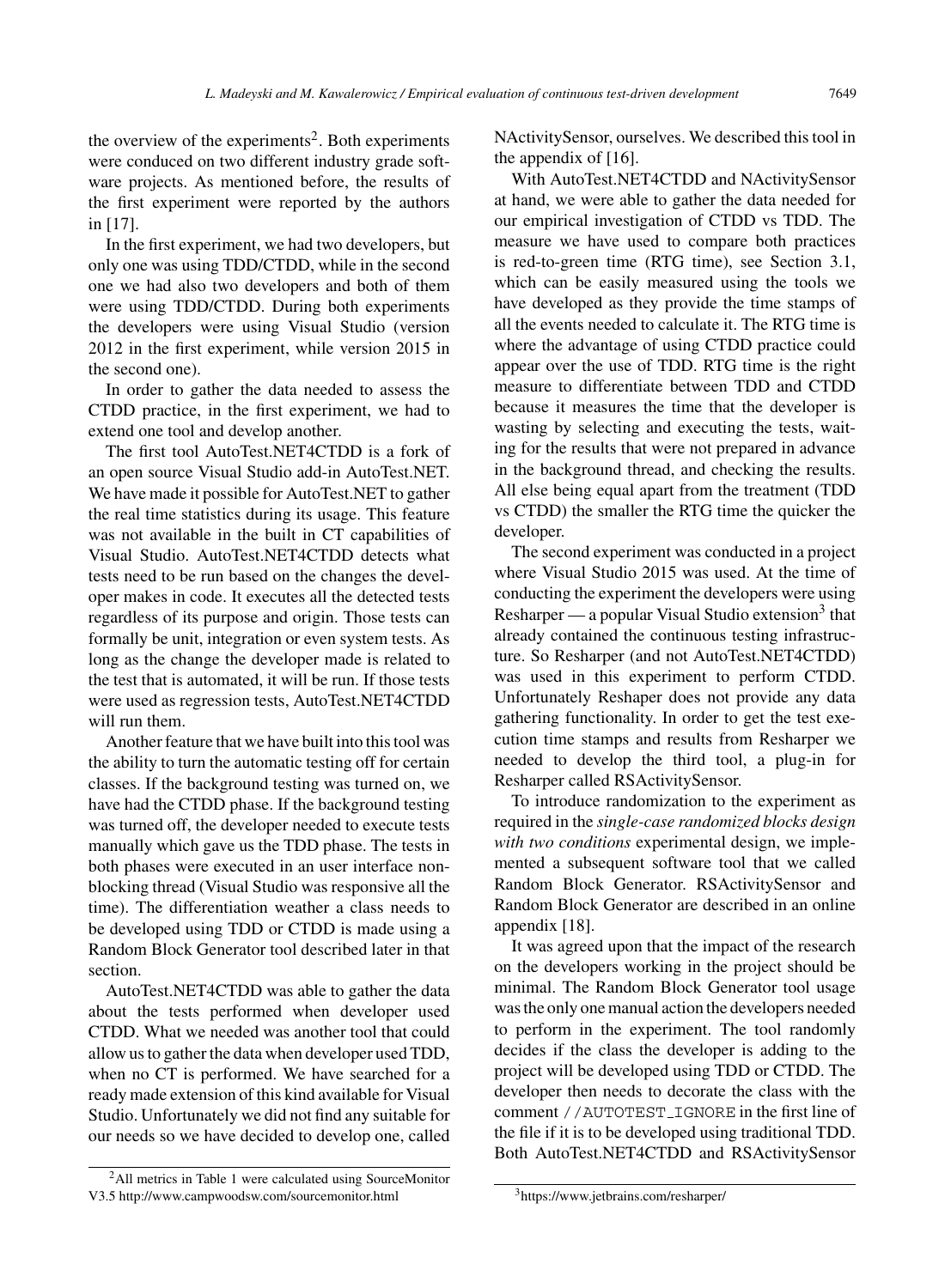the overview of the experiments[2]. Both experiments were conduced on two different industry grade software projects. As mentioned before, the results of the first experiment were reported by the authors in [17].

In the first experiment, we had two developers, but only one was using TDD/CTDD, while in the second one we had also two developers and both of them were using TDD/CTDD. During both experiments the developers were using Visual Studio (version 2012 in the first experiment, while version 2015 in the second one).

In order to gather the data needed to assess the CTDD practice, in the first experiment, we had to extend one tool and develop another.

The first tool AutoTest.NET4CTDD is a fork of an open source Visual Studio add-in AutoTest.NET. We have made it possible for AutoTest.NET to gather the real time statistics during its usage. This feature was not available in the built in CT capabilities of Visual Studio. AutoTest.NET4CTDD detects what tests need to be run based on the changes the developer makes in code. It executes all the detected tests regardless of its purpose and origin. Those tests can formally be unit, integration or even system tests. As long as the change the developer made is related to the test that is automated, it will be run. If those tests were used as regression tests, AutoTest.NET4CTDD will run them.

Another feature that we have built into this tool was the ability to turn the automatic testing off for certain classes. If the background testing was turned on, we have had the CTDD phase. If the background testing was turned off, the developer needed to execute tests manually which gave us the TDD phase. The tests in both phases were executed in an user interface non-blocking thread (Visual Studio was responsive all the time). The differentiation weather a class needs to be developed using TDD or CTDD is made using a Random Block Generator tool described later in that section.

AutoTest.NET4CTDD was able to gather the data about the tests performed when developer used CTDD. What we needed was another tool that could allow us to gather the data when developer used TDD, when no CT is performed. We have searched for a ready made extension of this kind available for Visual Studio. Unfortunately we did not find any suitable for our needs so we have decided to develop one, called NActivitySensor, ourselves. We described this tool in the appendix of [16].

With AutoTest.NET4CTDD and NActivitySensor at hand, we were able to gather the data needed for our empirical investigation of CTDD vs TDD. The measure we have used to compare both practices is red-to-green time (RTG time), see Section 3.1, which can be easily measured using the tools we have developed as they provide the time stamps of all the events needed to calculate it. The RTG time is where the advantage of using CTDD practice could appear over the use of TDD. RTG time is the right measure to differentiate between TDD and CTDD because it measures the time that the developer is wasting by selecting and executing the tests, waiting for the results that were not prepared in advance in the background thread, and checking the results. All else being equal apart from the treatment (TDD vs CTDD) the smaller the RTG time the quicker the developer.

The second experiment was conducted in a project where Visual Studio 2015 was used. At the time of conducting the experiment the developers were using Resharper — a popular Visual Studio extension[3] that already contained the continuous testing infrastructure. So Resharper (and not AutoTest.NET4CTDD) was used in this experiment to perform CTDD. Unfortunately Reshaper does not provide any data gathering functionality. In order to get the test execution time stamps and results from Resharper we needed to develop the third tool, a plug-in for Resharper called RSActivitySensor.

To introduce randomization to the experiment as required in the *single-case randomized blocks design with two conditions* experimental design, we implemented a subsequent software tool that we called Random Block Generator. RSActivitySensor and Random Block Generator are described in an online appendix [18].

It was agreed upon that the impact of the research on the developers working in the project should be minimal. The Random Block Generator tool usage was the only one manual action the developers needed to perform in the experiment. The tool randomly decides if the class the developer is adding to the project will be developed using TDD or CTDD. The developer then needs to decorate the class with the comment `//AUTOTEST_IGNORE` in the first line of the file if it is to be developed using traditional TDD. Both AutoTest.NET4CTDD and RSActivitySensor

[2]All metrics in Table 1 were calculated using SourceMonitor V3.5 http://www.campwoodsw.com/sourcemonitor.html

[3]https://www.jetbrains.com/resharper/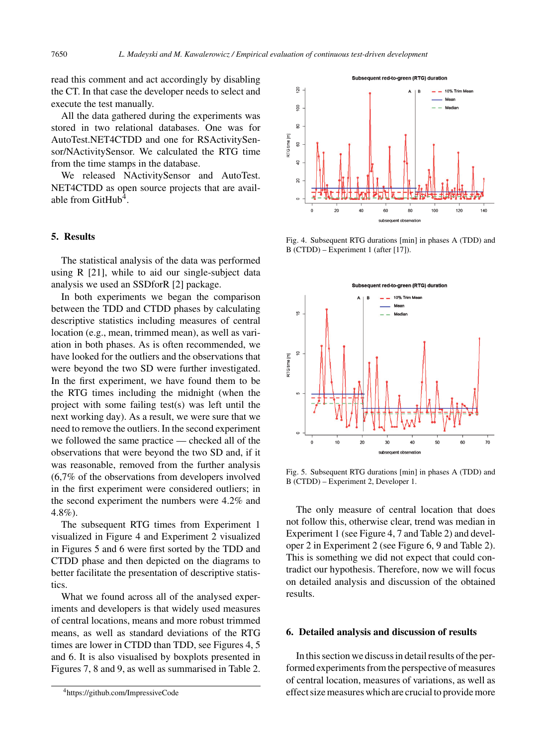read this comment and act accordingly by disabling the CT. In that case the developer needs to select and execute the test manually.

All the data gathered during the experiments was stored in two relational databases. One was for AutoTest.NET4CTDD and one for RSActivitySensor/NActivitySensor. We calculated the RTG time from the time stamps in the database.

We released NActivitySensor and AutoTest.NET4CTDD as open source projects that are available from GitHub[4].

## 5. Results

The statistical analysis of the data was performed using R [21], while to aid our single-subject data analysis we used an SSDforR [2] package.

In both experiments we began the comparison between the TDD and CTDD phases by calculating descriptive statistics including measures of central location (e.g., mean, trimmed mean), as well as variation in both phases. As is often recommended, we have looked for the outliers and the observations that were beyond the two SD were further investigated. In the first experiment, we have found them to be the RTG times including the midnight (when the project with some failing test(s) was left until the next working day). As a result, we were sure that we need to remove the outliers. In the second experiment we followed the same practice — checked all of the observations that were beyond the two SD and, if it was reasonable, removed from the further analysis (6,7% of the observations from developers involved in the first experiment were considered outliers; in the second experiment the numbers were 4.2% and 4.8%).

The subsequent RTG times from Experiment 1 visualized in Figure 4 and Experiment 2 visualized in Figures 5 and 6 were first sorted by the TDD and CTDD phase and then depicted on the diagrams to better facilitate the presentation of descriptive statistics.

What we found across all of the analysed experiments and developers is that widely used measures of central locations, means and more robust trimmed means, as well as standard deviations of the RTG times are lower in CTDD than TDD, see Figures 4, 5 and 6. It is also visualised by boxplots presented in Figures 7, 8 and 9, as well as summarised in Table 2.

[4]https://github.com/ImpressiveCode

Fig. 4. Subsequent RTG durations [min] in phases A (TDD) and B (CTDD) – Experiment 1 (after [17]).

Fig. 5. Subsequent RTG durations [min] in phases A (TDD) and B (CTDD) – Experiment 2, Developer 1.

The only measure of central location that does not follow this, otherwise clear, trend was median in Experiment 1 (see Figure 4, 7 and Table 2) and developer 2 in Experiment 2 (see Figure 6, 9 and Table 2). This is something we did not expect that could contradict our hypothesis. Therefore, now we will focus on detailed analysis and discussion of the obtained results.

## 6. Detailed analysis and discussion of results

In this section we discuss in detail results of the performed experiments from the perspective of measures of central location, measures of variations, as well as effect size measures which are crucial to provide more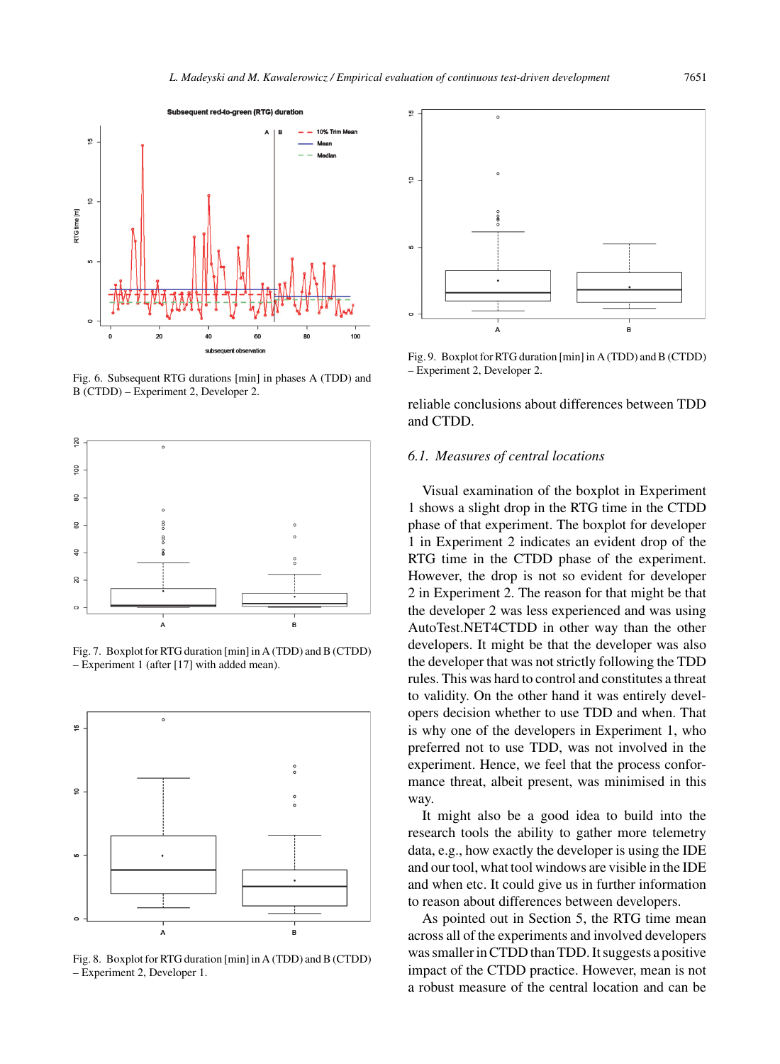Fig. 6. Subsequent RTG durations [min] in phases A (TDD) and B (CTDD) – Experiment 2, Developer 2.

Fig. 7. Boxplot for RTG duration [min] in A (TDD) and B (CTDD) – Experiment 1 (after [17] with added mean).

Fig. 8. Boxplot for RTG duration [min] in A (TDD) and B (CTDD) – Experiment 2, Developer 1.

Fig. 9. Boxplot for RTG duration [min] in A (TDD) and B (CTDD) – Experiment 2, Developer 2.

reliable conclusions about differences between TDD and CTDD.

### 6.1. Measures of central locations

Visual examination of the boxplot in Experiment 1 shows a slight drop in the RTG time in the CTDD phase of that experiment. The boxplot for developer 1 in Experiment 2 indicates an evident drop of the RTG time in the CTDD phase of the experiment. However, the drop is not so evident for developer 2 in Experiment 2. The reason for that might be that the developer 2 was less experienced and was using AutoTest.NET4CTDD in other way than the other developers. It might be that the developer was also the developer that was not strictly following the TDD rules. This was hard to control and constitutes a threat to validity. On the other hand it was entirely developers decision whether to use TDD and when. That is why one of the developers in Experiment 1, who preferred not to use TDD, was not involved in the experiment. Hence, we feel that the process conformance threat, albeit present, was minimised in this way.

It might also be a good idea to build into the research tools the ability to gather more telemetry data, e.g., how exactly the developer is using the IDE and our tool, what tool windows are visible in the IDE and when etc. It could give us in further information to reason about differences between developers.

As pointed out in Section 5, the RTG time mean across all of the experiments and involved developers was smaller in CTDD than TDD. It suggests a positive impact of the CTDD practice. However, mean is not a robust measure of the central location and can be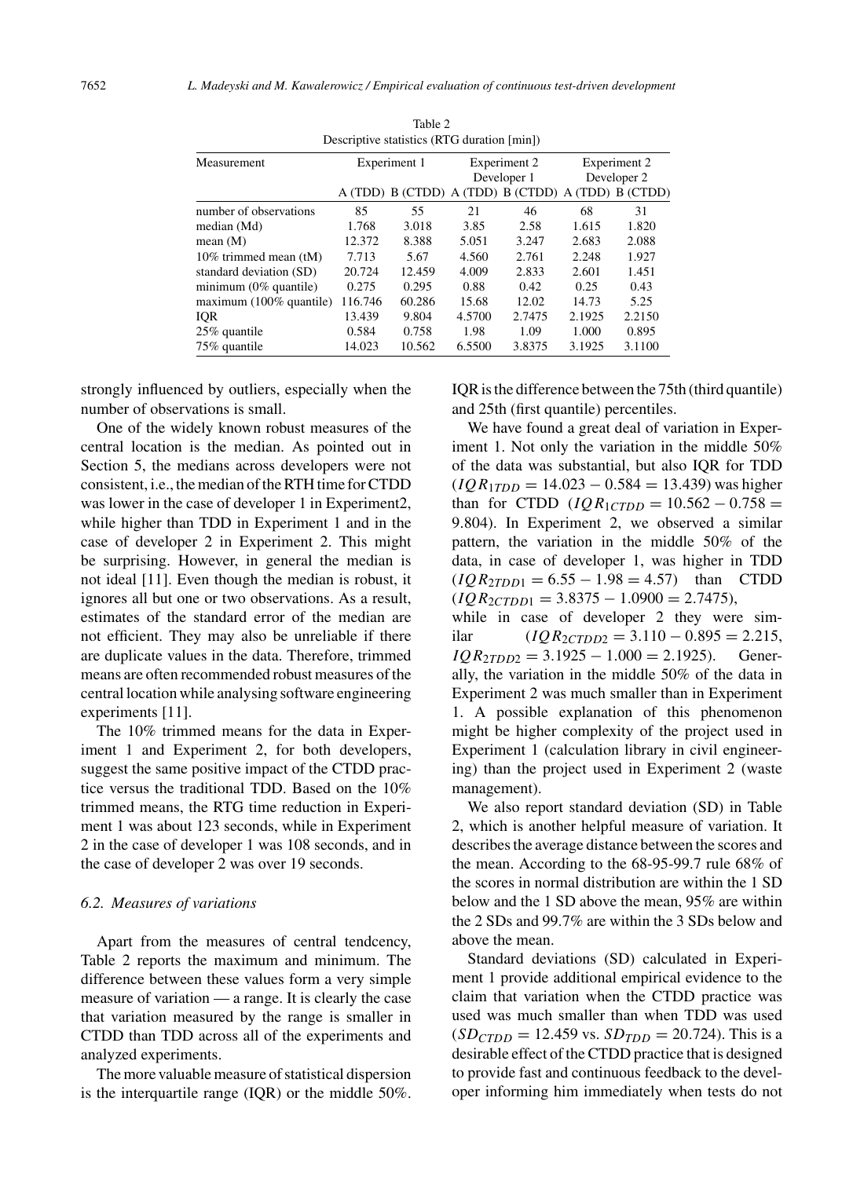Table 2
Descriptive statistics (RTG duration [min])

| Measurement | Experiment 1 | | Experiment 2 Developer 1 | | Experiment 2 Developer 2 | |
|---|---|---|---|---|---|---|
| | A (TDD) | B (CTDD) | A (TDD) | B (CTDD) | A (TDD) | B (CTDD) |
| number of observations | 85 | 55 | 21 | 46 | 68 | 31 |
| median (Md) | 1.768 | 3.018 | 3.85 | 2.58 | 1.615 | 1.820 |
| mean (M) | 12.372 | 8.388 | 5.051 | 3.247 | 2.683 | 2.088 |
| 10% trimmed mean (tM) | 7.713 | 5.67 | 4.560 | 2.761 | 2.248 | 1.927 |
| standard deviation (SD) | 20.724 | 12.459 | 4.009 | 2.833 | 2.601 | 1.451 |
| minimum (0% quantile) | 0.275 | 0.295 | 0.88 | 0.42 | 0.25 | 0.43 |
| maximum (100% quantile) | 116.746 | 60.286 | 15.68 | 12.02 | 14.73 | 5.25 |
| IQR | 13.439 | 9.804 | 4.5700 | 2.7475 | 2.1925 | 2.2150 |
| 25% quantile | 0.584 | 0.758 | 1.98 | 1.09 | 1.000 | 0.895 |
| 75% quantile | 14.023 | 10.562 | 6.5500 | 3.8375 | 3.1925 | 3.1100 |

strongly influenced by outliers, especially when the number of observations is small.

One of the widely known robust measures of the central location is the median. As pointed out in Section 5, the medians across developers were not consistent, i.e., the median of the RTH time for CTDD was lower in the case of developer 1 in Experiment2, while higher than TDD in Experiment 1 and in the case of developer 2 in Experiment 2. This might be surprising. However, in general the median is not ideal [11]. Even though the median is robust, it ignores all but one or two observations. As a result, estimates of the standard error of the median are not efficient. They may also be unreliable if there are duplicate values in the data. Therefore, trimmed means are often recommended robust measures of the central location while analysing software engineering experiments [11].

The 10% trimmed means for the data in Experiment 1 and Experiment 2, for both developers, suggest the same positive impact of the CTDD practice versus the traditional TDD. Based on the 10% trimmed means, the RTG time reduction in Experiment 1 was about 123 seconds, while in Experiment 2 in the case of developer 1 was 108 seconds, and in the case of developer 2 was over 19 seconds.

### 6.2. Measures of variations

Apart from the measures of central tendcency, Table 2 reports the maximum and minimum. The difference between these values form a very simple measure of variation — a range. It is clearly the case that variation measured by the range is smaller in CTDD than TDD across all of the experiments and analyzed experiments.

The more valuable measure of statistical dispersion is the interquartile range (IQR) or the middle 50%. IQR is the difference between the 75th (third quantile) and 25th (first quantile) percentiles.

We have found a great deal of variation in Experiment 1. Not only the variation in the middle 50% of the data was substantial, but also IQR for TDD ($IQR_{1TDD} = 14.023 - 0.584 = 13.439$) was higher than for CTDD ($IQR_{1CTDD} = 10.562 - 0.758 = 9.804$). In Experiment 2, we observed a similar pattern, the variation in the middle 50% of the data, in case of developer 1, was higher in TDD ($IQR_{2TDD1} = 6.55 - 1.98 = 4.57$) than CTDD ($IQR_{2CTDD1} = 3.8375 - 1.0900 = 2.7475$), while in case of developer 2 they were similar ($IQR_{2CTDD2} = 3.110 - 0.895 = 2.215$, $IQR_{2TDD2} = 3.1925 - 1.000 = 2.1925$). Generally, the variation in the middle 50% of the data in Experiment 2 was much smaller than in Experiment 1. A possible explanation of this phenomenon might be higher complexity of the project used in Experiment 1 (calculation library in civil engineering) than the project used in Experiment 2 (waste management).

We also report standard deviation (SD) in Table 2, which is another helpful measure of variation. It describes the average distance between the scores and the mean. According to the 68-95-99.7 rule 68% of the scores in normal distribution are within the 1 SD below and the 1 SD above the mean, 95% are within the 2 SDs and 99.7% are within the 3 SDs below and above the mean.

Standard deviations (SD) calculated in Experiment 1 provide additional empirical evidence to the claim that variation when the CTDD practice was used was much smaller than when TDD was used ($SD_{CTDD} = 12.459$ vs. $SD_{TDD} = 20.724$). This is a desirable effect of the CTDD practice that is designed to provide fast and continuous feedback to the developer informing him immediately when tests do not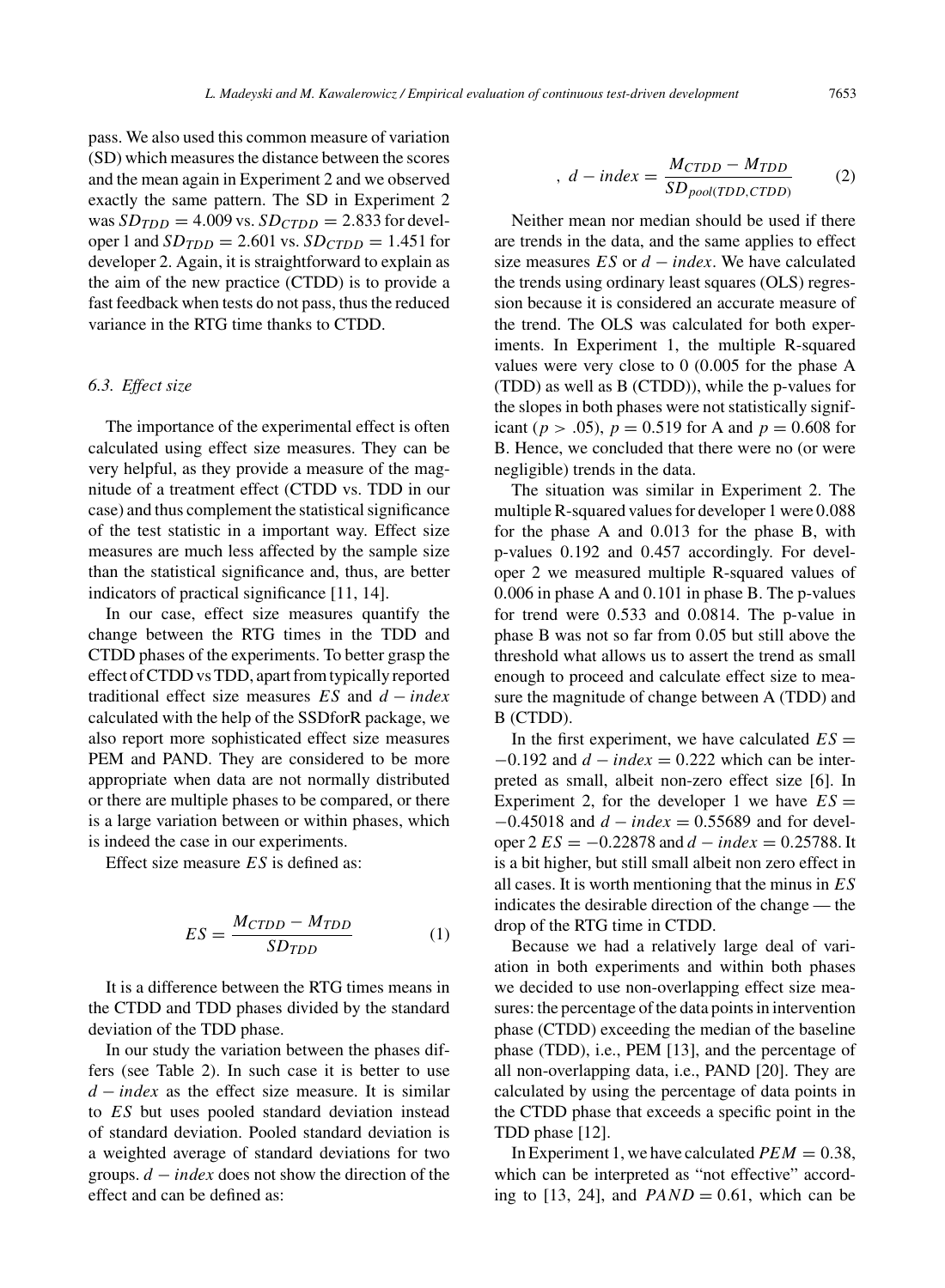pass. We also used this common measure of variation (SD) which measures the distance between the scores and the mean again in Experiment 2 and we observed exactly the same pattern. The SD in Experiment 2 was $SD_{TDD} = 4.009$ vs. $SD_{CTDD} = 2.833$ for developer 1 and $SD_{TDD} = 2.601$ vs. $SD_{CTDD} = 1.451$ for developer 2. Again, it is straightforward to explain as the aim of the new practice (CTDD) is to provide a fast feedback when tests do not pass, thus the reduced variance in the RTG time thanks to CTDD.

### 6.3. Effect size

The importance of the experimental effect is often calculated using effect size measures. They can be very helpful, as they provide a measure of the magnitude of a treatment effect (CTDD vs. TDD in our case) and thus complement the statistical significance of the test statistic in a important way. Effect size measures are much less affected by the sample size than the statistical significance and, thus, are better indicators of practical significance [11, 14].

In our case, effect size measures quantify the change between the RTG times in the TDD and CTDD phases of the experiments. To better grasp the effect of CTDD vs TDD, apart from typically reported traditional effect size measures $ES$ and $d - index$ calculated with the help of the SSDforR package, we also report more sophisticated effect size measures PEM and PAND. They are considered to be more appropriate when data are not normally distributed or there are multiple phases to be compared, or there is a large variation between or within phases, which is indeed the case in our experiments.

Effect size measure $ES$ is defined as:

$$ES = \frac{M_{CTDD} - M_{TDD}}{SD_{TDD}} \tag{1}$$

It is a difference between the RTG times means in the CTDD and TDD phases divided by the standard deviation of the TDD phase.

In our study the variation between the phases differs (see Table 2). In such case it is better to use $d - index$ as the effect size measure. It is similar to $ES$ but uses pooled standard deviation instead of standard deviation. Pooled standard deviation is a weighted average of standard deviations for two groups. $d - index$ does not show the direction of the effect and can be defined as:

$$, \ d - index = \frac{M_{CTDD} - M_{TDD}}{SD_{pool(TDD,CTDD)}} \tag{2}$$

Neither mean nor median should be used if there are trends in the data, and the same applies to effect size measures $ES$ or $d - index$. We have calculated the trends using ordinary least squares (OLS) regression because it is considered an accurate measure of the trend. The OLS was calculated for both experiments. In Experiment 1, the multiple R-squared values were very close to 0 (0.005 for the phase A (TDD) as well as B (CTDD)), while the p-values for the slopes in both phases were not statistically significant ($p > .05$), $p = 0.519$ for A and $p = 0.608$ for B. Hence, we concluded that there were no (or were negligible) trends in the data.

The situation was similar in Experiment 2. The multiple R-squared values for developer 1 were 0.088 for the phase A and 0.013 for the phase B, with p-values 0.192 and 0.457 accordingly. For developer 2 we measured multiple R-squared values of 0.006 in phase A and 0.101 in phase B. The p-values for trend were 0.533 and 0.0814. The p-value in phase B was not so far from 0.05 but still above the threshold what allows us to assert the trend as small enough to proceed and calculate effect size to measure the magnitude of change between A (TDD) and B (CTDD).

In the first experiment, we have calculated $ES = -0.192$ and $d - index = 0.222$ which can be interpreted as small, albeit non-zero effect size [6]. In Experiment 2, for the developer 1 we have $ES = -0.45018$ and $d - index = 0.55689$ and for developer 2 $ES = -0.22878$ and $d - index = 0.25788$. It is a bit higher, but still small albeit non zero effect in all cases. It is worth mentioning that the minus in $ES$ indicates the desirable direction of the change — the drop of the RTG time in CTDD.

Because we had a relatively large deal of variation in both experiments and within both phases we decided to use non-overlapping effect size measures: the percentage of the data points in intervention phase (CTDD) exceeding the median of the baseline phase (TDD), i.e., PEM [13], and the percentage of all non-overlapping data, i.e., PAND [20]. They are calculated by using the percentage of data points in the CTDD phase that exceeds a specific point in the TDD phase [12].

In Experiment 1, we have calculated $PEM = 0.38$, which can be interpreted as "not effective" according to [13, 24], and $PAND = 0.61$, which can be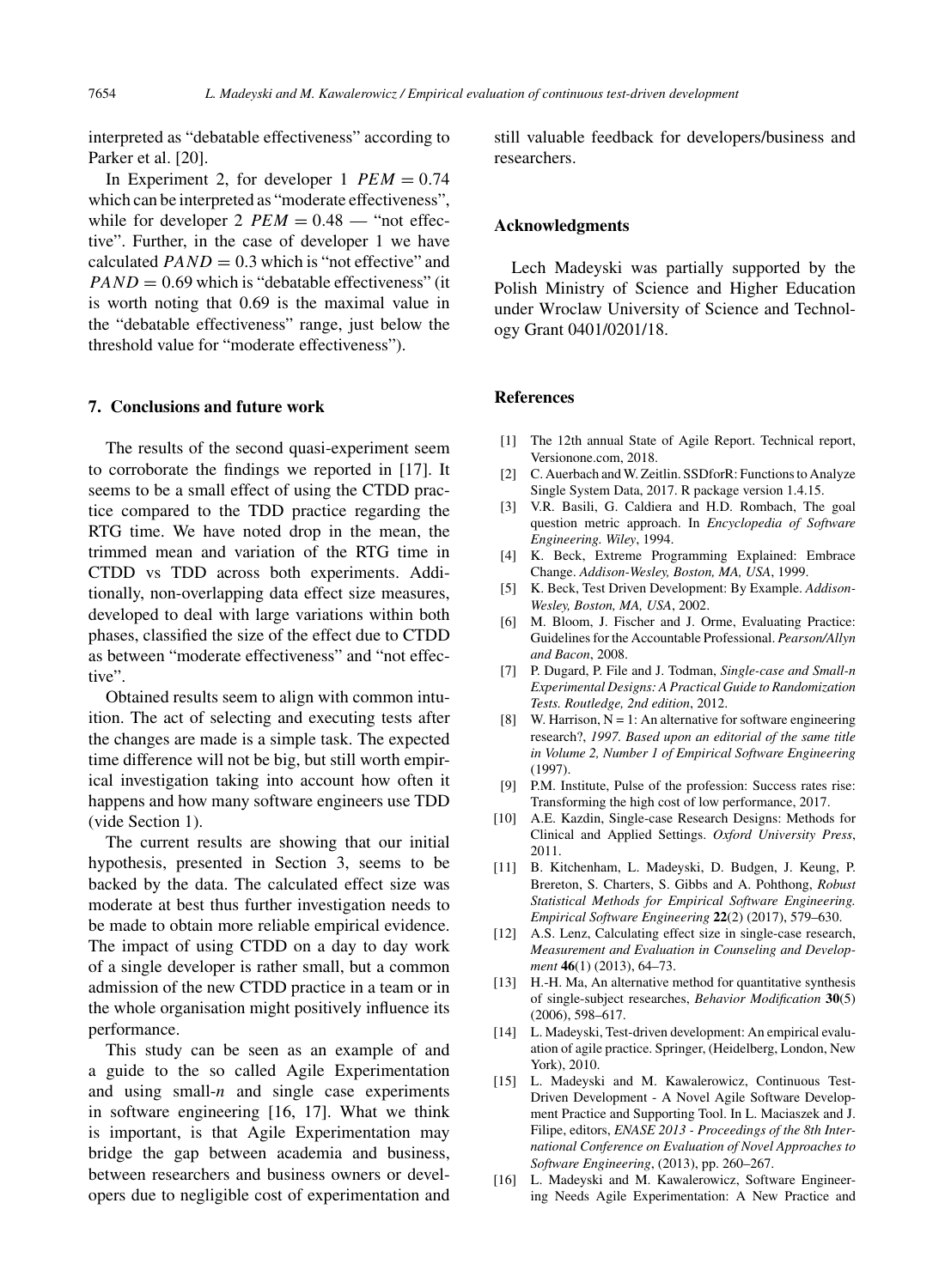interpreted as "debatable effectiveness" according to Parker et al. [20].

In Experiment 2, for developer 1 $PEM = 0.74$ which can be interpreted as "moderate effectiveness", while for developer 2 $PEM = 0.48$ — "not effective". Further, in the case of developer 1 we have calculated $PAND = 0.3$ which is "not effective" and $PAND = 0.69$ which is "debatable effectiveness" (it is worth noting that 0.69 is the maximal value in the "debatable effectiveness" range, just below the threshold value for "moderate effectiveness").

## 7. Conclusions and future work

The results of the second quasi-experiment seem to corroborate the findings we reported in [17]. It seems to be a small effect of using the CTDD practice compared to the TDD practice regarding the RTG time. We have noted drop in the mean, the trimmed mean and variation of the RTG time in CTDD vs TDD across both experiments. Additionally, non-overlapping data effect size measures, developed to deal with large variations within both phases, classified the size of the effect due to CTDD as between "moderate effectiveness" and "not effective".

Obtained results seem to align with common intuition. The act of selecting and executing tests after the changes are made is a simple task. The expected time difference will not be big, but still worth empirical investigation taking into account how often it happens and how many software engineers use TDD (vide Section 1).

The current results are showing that our initial hypothesis, presented in Section 3, seems to be backed by the data. The calculated effect size was moderate at best thus further investigation needs to be made to obtain more reliable empirical evidence. The impact of using CTDD on a day to day work of a single developer is rather small, but a common admission of the new CTDD practice in a team or in the whole organisation might positively influence its performance.

This study can be seen as an example of and a guide to the so called Agile Experimentation and using small-$n$ and single case experiments in software engineering [16, 17]. What we think is important, is that Agile Experimentation may bridge the gap between academia and business, between researchers and business owners or developers due to negligible cost of experimentation and still valuable feedback for developers/business and researchers.

## Acknowledgments

Lech Madeyski was partially supported by the Polish Ministry of Science and Higher Education under Wroclaw University of Science and Technology Grant 0401/0201/18.

## References

[1] The 12th annual State of Agile Report. Technical report, Versionone.com, 2018.

[2] C. Auerbach and W. Zeitlin. SSDforR: Functions to Analyze Single System Data, 2017. R package version 1.4.15.

[3] V.R. Basili, G. Caldiera and H.D. Rombach, The goal question metric approach. In *Encyclopedia of Software Engineering. Wiley*, 1994.

[4] K. Beck, Extreme Programming Explained: Embrace Change. *Addison-Wesley, Boston, MA, USA*, 1999.

[5] K. Beck, Test Driven Development: By Example. *Addison-Wesley, Boston, MA, USA*, 2002.

[6] M. Bloom, J. Fischer and J. Orme, Evaluating Practice: Guidelines for the Accountable Professional. *Pearson/Allyn and Bacon*, 2008.

[7] P. Dugard, P. File and J. Todman, *Single-case and Small-n Experimental Designs: A Practical Guide to Randomization Tests. Routledge, 2nd edition*, 2012.

[8] W. Harrison, N = 1: An alternative for software engineering research?, *1997. Based upon an editorial of the same title in Volume 2, Number 1 of Empirical Software Engineering* (1997).

[9] P.M. Institute, Pulse of the profession: Success rates rise: Transforming the high cost of low performance, 2017.

[10] A.E. Kazdin, Single-case Research Designs: Methods for Clinical and Applied Settings. *Oxford University Press*, 2011.

[11] B. Kitchenham, L. Madeyski, D. Budgen, J. Keung, P. Brereton, S. Charters, S. Gibbs and A. Pohthong, *Robust Statistical Methods for Empirical Software Engineering. Empirical Software Engineering* **22**(2) (2017), 579–630.

[12] A.S. Lenz, Calculating effect size in single-case research, *Measurement and Evaluation in Counseling and Development* **46**(1) (2013), 64–73.

[13] H.-H. Ma, An alternative method for quantitative synthesis of single-subject researches, *Behavior Modification* **30**(5) (2006), 598–617.

[14] L. Madeyski, Test-driven development: An empirical evaluation of agile practice. Springer, (Heidelberg, London, New York), 2010.

[15] L. Madeyski and M. Kawalerowicz, Continuous Test-Driven Development - A Novel Agile Software Development Practice and Supporting Tool. In L. Maciaszek and J. Filipe, editors, *ENASE 2013 - Proceedings of the 8th International Conference on Evaluation of Novel Approaches to Software Engineering*, (2013), pp. 260–267.

[16] L. Madeyski and M. Kawalerowicz, Software Engineering Needs Agile Experimentation: A New Practice and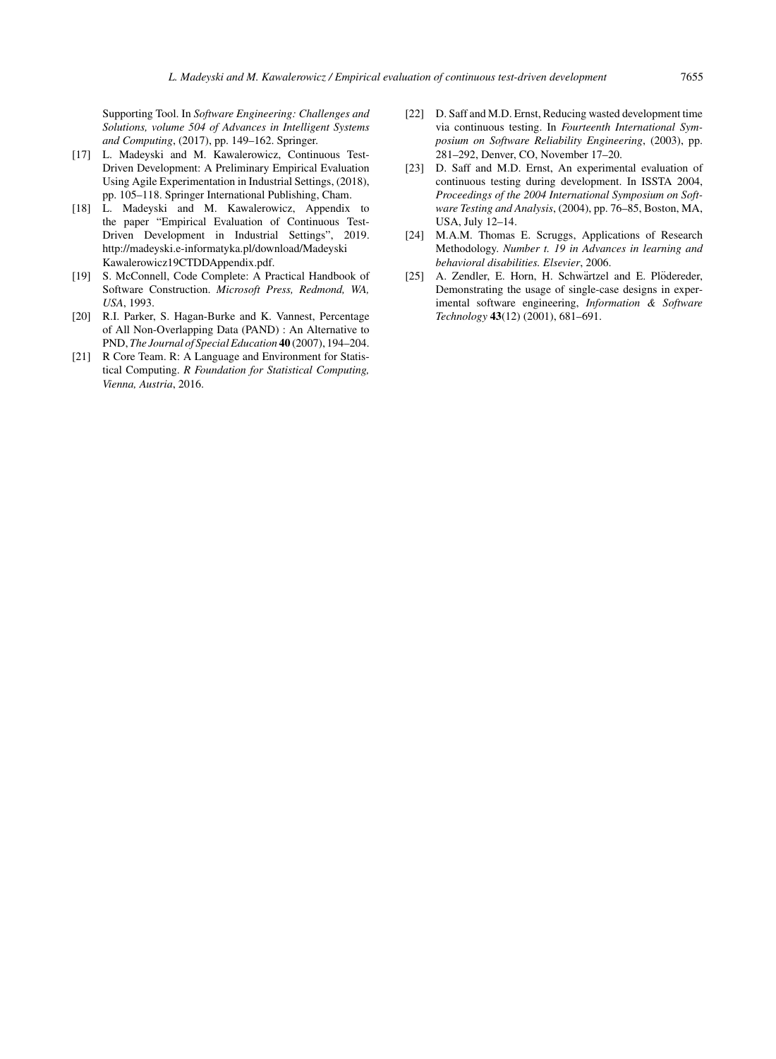Supporting Tool. In *Software Engineering: Challenges and Solutions, volume 504 of Advances in Intelligent Systems and Computing*, (2017), pp. 149–162. Springer.

[17] L. Madeyski and M. Kawalerowicz, Continuous Test-Driven Development: A Preliminary Empirical Evaluation Using Agile Experimentation in Industrial Settings, (2018), pp. 105–118. Springer International Publishing, Cham.

[18] L. Madeyski and M. Kawalerowicz, Appendix to the paper "Empirical Evaluation of Continuous Test-Driven Development in Industrial Settings", 2019. http://madeyski.e-informatyka.pl/download/MadeyskiKawalerowicz19CTDDAppendix.pdf.

[19] S. McConnell, Code Complete: A Practical Handbook of Software Construction. *Microsoft Press, Redmond, WA, USA*, 1993.

[20] R.I. Parker, S. Hagan-Burke and K. Vannest, Percentage of All Non-Overlapping Data (PAND) : An Alternative to PND, *The Journal of Special Education* **40** (2007), 194–204.

[21] R Core Team. R: A Language and Environment for Statistical Computing. *R Foundation for Statistical Computing, Vienna, Austria*, 2016.

[22] D. Saff and M.D. Ernst, Reducing wasted development time via continuous testing. In *Fourteenth International Symposium on Software Reliability Engineering*, (2003), pp. 281–292, Denver, CO, November 17–20.

[23] D. Saff and M.D. Ernst, An experimental evaluation of continuous testing during development. In ISSTA 2004, *Proceedings of the 2004 International Symposium on Software Testing and Analysis*, (2004), pp. 76–85, Boston, MA, USA, July 12–14.

[24] M.A.M. Thomas E. Scruggs, Applications of Research Methodology. *Number t. 19 in Advances in learning and behavioral disabilities. Elsevier*, 2006.

[25] A. Zendler, E. Horn, H. Schwärtzel and E. Plödereder, Demonstrating the usage of single-case designs in experimental software engineering, *Information & Software Technology* **43**(12) (2001), 681–691.